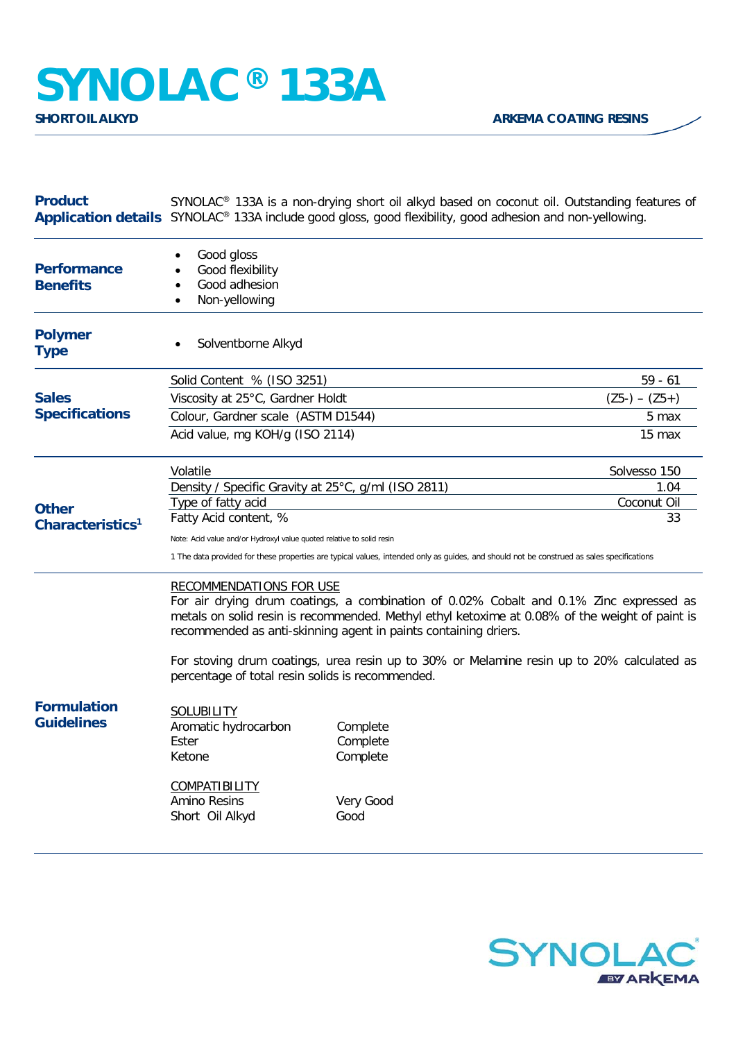# SYNOLAC® 133A

**SHORT OIL ALKYD** | **ARKEMA COATING RESINS**

## Product Application details

SYNOLAC® 133A is a non-drying short oil alkyd based on coconut oil. Outstanding features of SYNOLAC® 133A include good gloss, good flexibility, good adhesion and non-yellowing.

## Performance Benefits

- Good gloss
- Good flexibility
- Good adhesion
- Non-yellowing

## Polymer Type

- Solventborne Alkyd

## Sales Specifications

| Property | Value |
|---|---|
| Solid Content % (ISO 3251) | 59 - 61 |
| Viscosity at 25°C, Gardner Holdt | (Z5-) – (Z5+) |
| Colour, Gardner scale (ASTM D1544) | 5 max |
| Acid value, mg KOH/g (ISO 2114) | 15 max |

## Other Characteristics[1]

| Property | Value |
|---|---|
| Volatile | Solvesso 150 |
| Density / Specific Gravity at 25°C, g/ml (ISO 2811) | 1.04 |
| Type of fatty acid | Coconut Oil |
| Fatty Acid content, % | 33 |

Note: Acid value and/or Hydroxyl value quoted relative to solid resin

1 The data provided for these properties are typical values, intended only as guides, and should not be construed as sales specifications

## Formulation Guidelines

RECOMMENDATIONS FOR USE

For air drying drum coatings, a combination of 0.02% Cobalt and 0.1% Zinc expressed as metals on solid resin is recommended. Methyl ethyl ketoxime at 0.08% of the weight of paint is recommended as anti-skinning agent in paints containing driers.

For stoving drum coatings, urea resin up to 30% or Melamine resin up to 20% calculated as percentage of total resin solids is recommended.

SOLUBILITY

| | |
|---|---|
| Aromatic hydrocarbon | Complete |
| Ester | Complete |
| Ketone | Complete |

COMPATIBILITY

| | |
|---|---|
| Amino Resins | Very Good |
| Short Oil Alkyd | Good |

SYNOLAC® BY ARKEMA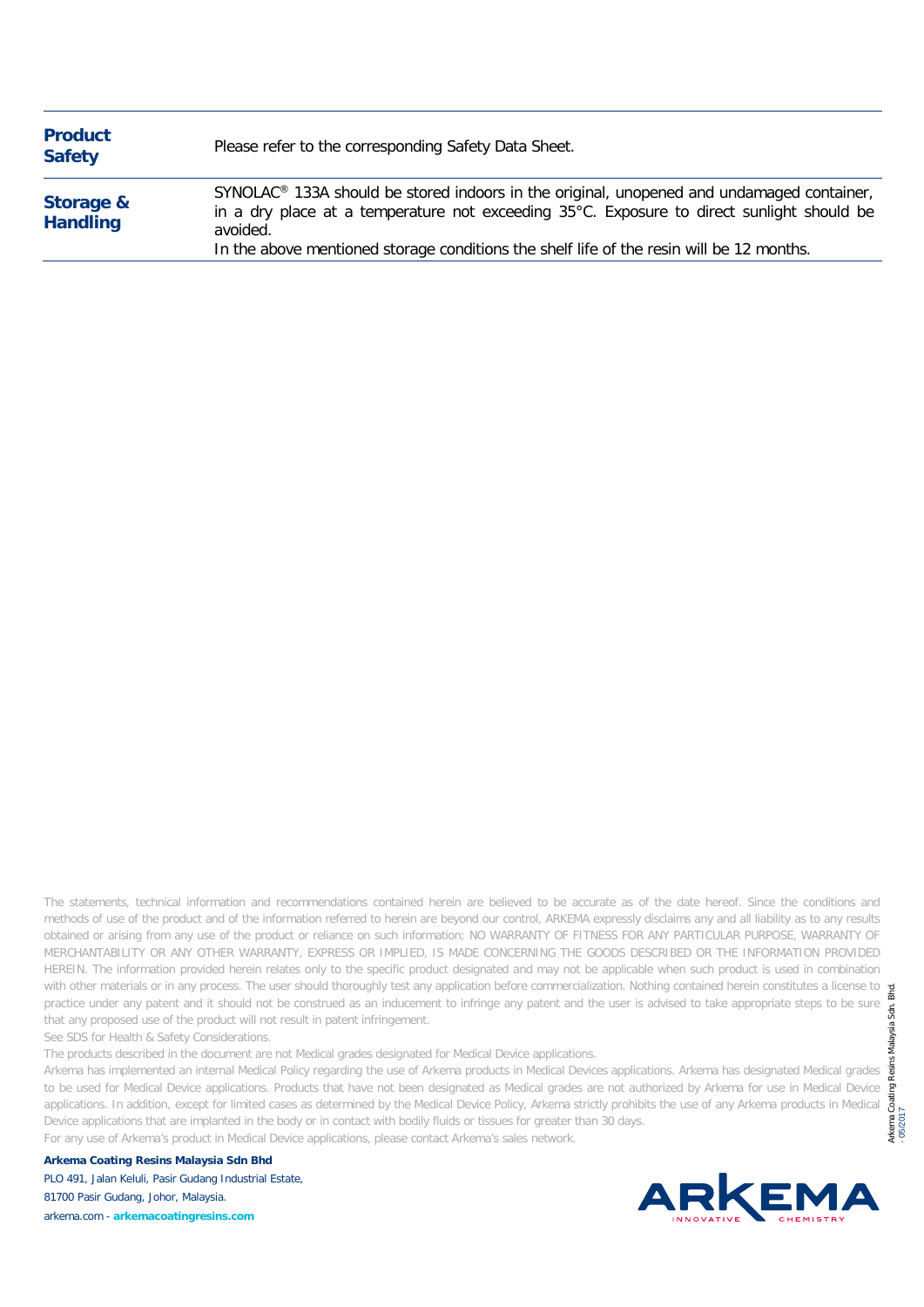| | |
|---|---|
| **Product Safety** | Please refer to the corresponding Safety Data Sheet. |
| **Storage & Handling** | SYNOLAC® 133A should be stored indoors in the original, unopened and undamaged container, in a dry place at a temperature not exceeding 35°C. Exposure to direct sunlight should be avoided. In the above mentioned storage conditions the shelf life of the resin will be 12 months. |

The statements, technical information and recommendations contained herein are believed to be accurate as of the date hereof. Since the conditions and methods of use of the product and of the information referred to herein are beyond our control, ARKEMA expressly disclaims any and all liability as to any results obtained or arising from any use of the product or reliance on such information; NO WARRANTY OF FITNESS FOR ANY PARTICULAR PURPOSE, WARRANTY OF MERCHANTABILITY OR ANY OTHER WARRANTY, EXPRESS OR IMPLIED, IS MADE CONCERNING THE GOODS DESCRIBED OR THE INFORMATION PROVIDED HEREIN. The information provided herein relates only to the specific product designated and may not be applicable when such product is used in combination with other materials or in any process. The user should thoroughly test any application before commercialization. Nothing contained herein constitutes a license to practice under any patent and it should not be construed as an inducement to infringe any patent and the user is advised to take appropriate steps to be sure that any proposed use of the product will not result in patent infringement.

See SDS for Health & Safety Considerations.

The products described in the document are not Medical grades designated for Medical Device applications.

Arkema has implemented an internal Medical Policy regarding the use of Arkema products in Medical Devices applications. Arkema has designated Medical grades to be used for Medical Device applications. Products that have not been designated as Medical grades are not authorized by Arkema for use in Medical Device applications. In addition, except for limited cases as determined by the Medical Device Policy, Arkema strictly prohibits the use of any Arkema products in Medical Device applications that are implanted in the body or in contact with bodily fluids or tissues for greater than 30 days.

For any use of Arkema's product in Medical Device applications, please contact Arkema's sales network.

**Arkema Coating Resins Malaysia Sdn Bhd**
PLO 491, Jalan Keluli, Pasir Gudang Industrial Estate,
81700 Pasir Gudang, Johor, Malaysia.
arkema.com - **arkemacoatingresins.com**

ARKEMA
INNOVATIVE CHEMISTRY

Arkema Coating Resins Malaysia Sdn. Bhd. - 05/2017